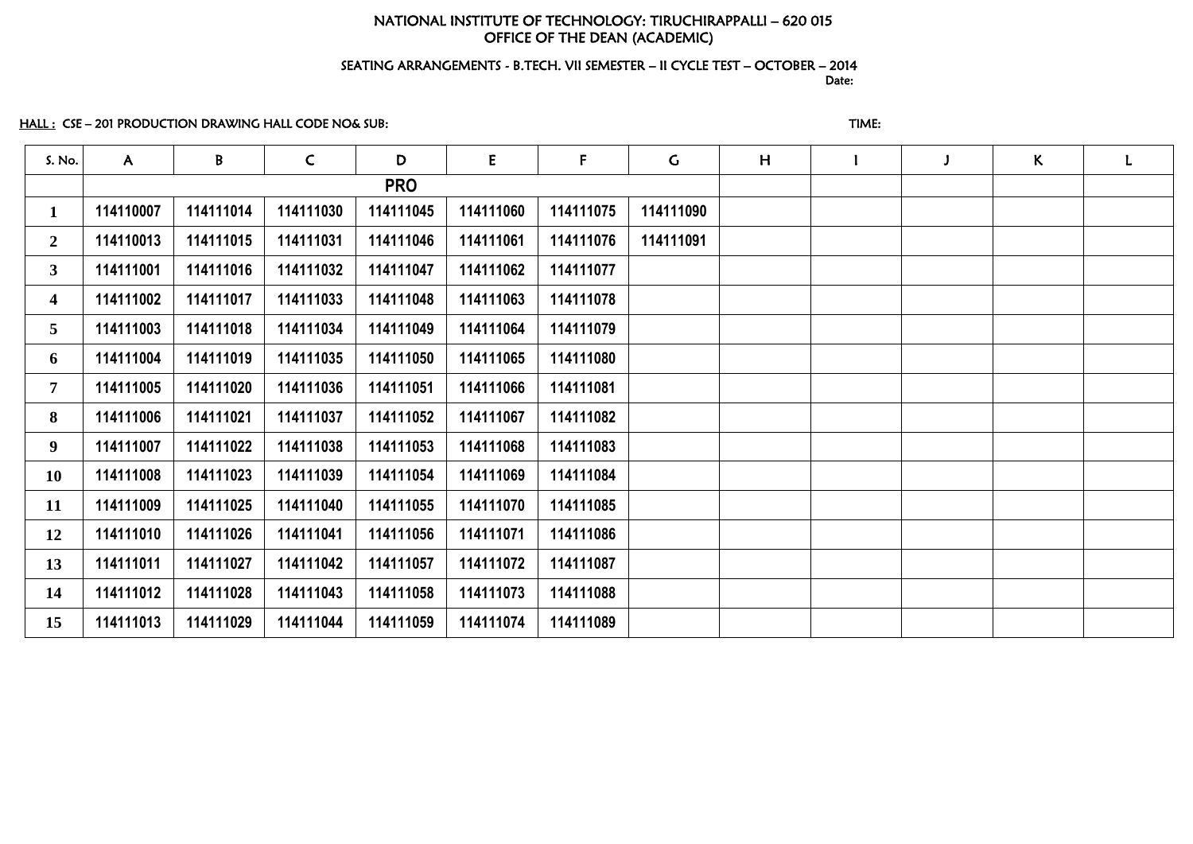NATIONAL INSTITUTE OF TECHNOLOGY: TIRUCHIRAPPALLI – 620 015
OFFICE OF THE DEAN (ACADEMIC)

SEATING ARRANGEMENTS - B.TECH. VII SEMESTER – II CYCLE TEST – OCTOBER – 2014

Date:

HALL : CSE – 201 PRODUCTION DRAWING HALL CODE NO& SUB: TIME:

| S. No. | A | B | C | D | E | F | G | H | I | J | K | L |
|---|---|---|---|---|---|---|---|---|---|---|---|---|
| | PRO | | | | | | | | | | | |
| 1 | 114110007 | 114111014 | 114111030 | 114111045 | 114111060 | 114111075 | 114111090 | | | | | |
| 2 | 114110013 | 114111015 | 114111031 | 114111046 | 114111061 | 114111076 | 114111091 | | | | | |
| 3 | 114111001 | 114111016 | 114111032 | 114111047 | 114111062 | 114111077 | | | | | | |
| 4 | 114111002 | 114111017 | 114111033 | 114111048 | 114111063 | 114111078 | | | | | | |
| 5 | 114111003 | 114111018 | 114111034 | 114111049 | 114111064 | 114111079 | | | | | | |
| 6 | 114111004 | 114111019 | 114111035 | 114111050 | 114111065 | 114111080 | | | | | | |
| 7 | 114111005 | 114111020 | 114111036 | 114111051 | 114111066 | 114111081 | | | | | | |
| 8 | 114111006 | 114111021 | 114111037 | 114111052 | 114111067 | 114111082 | | | | | | |
| 9 | 114111007 | 114111022 | 114111038 | 114111053 | 114111068 | 114111083 | | | | | | |
| 10 | 114111008 | 114111023 | 114111039 | 114111054 | 114111069 | 114111084 | | | | | | |
| 11 | 114111009 | 114111025 | 114111040 | 114111055 | 114111070 | 114111085 | | | | | | |
| 12 | 114111010 | 114111026 | 114111041 | 114111056 | 114111071 | 114111086 | | | | | | |
| 13 | 114111011 | 114111027 | 114111042 | 114111057 | 114111072 | 114111087 | | | | | | |
| 14 | 114111012 | 114111028 | 114111043 | 114111058 | 114111073 | 114111088 | | | | | | |
| 15 | 114111013 | 114111029 | 114111044 | 114111059 | 114111074 | 114111089 | | | | | | |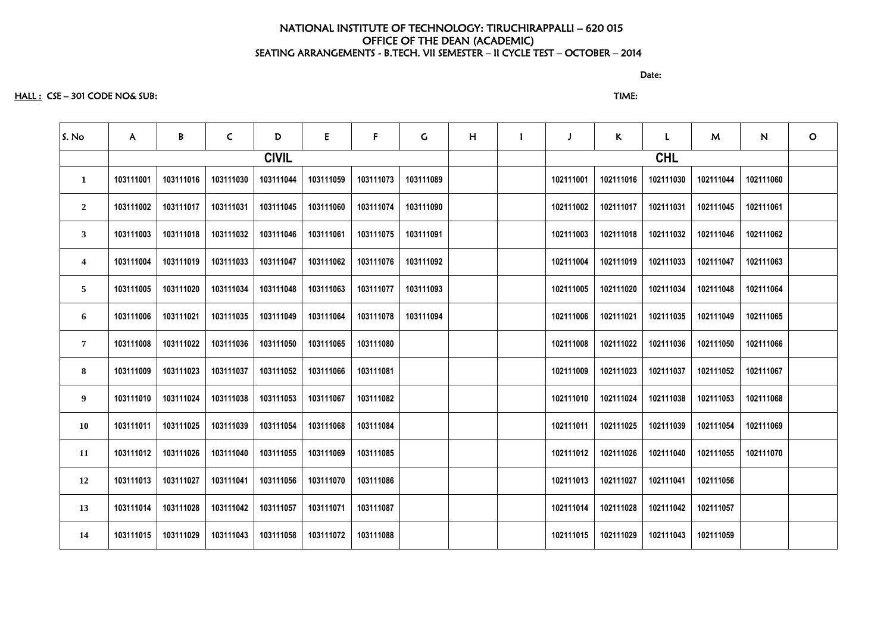NATIONAL INSTITUTE OF TECHNOLOGY: TIRUCHIRAPPALLI – 620 015
OFFICE OF THE DEAN (ACADEMIC)
SEATING ARRANGEMENTS - B.TECH. VII SEMESTER – II CYCLE TEST – OCTOBER – 2014

Date:

HALL : CSE – 301 CODE NO& SUB: TIME:

| S. No | A | B | C | D | E | F | G | H | I | J | K | L | M | N | O |
|---|---|---|---|---|---|---|---|---|---|---|---|---|---|---|---|
| | CIVIL | | | | | | | | | CHL | | | | | |
| 1 | 103111001 | 103111016 | 103111030 | 103111044 | 103111059 | 103111073 | 103111089 | | | 102111001 | 102111016 | 102111030 | 102111044 | 102111060 | |
| 2 | 103111002 | 103111017 | 103111031 | 103111045 | 103111060 | 103111074 | 103111090 | | | 102111002 | 102111017 | 102111031 | 102111045 | 102111061 | |
| 3 | 103111003 | 103111018 | 103111032 | 103111046 | 103111061 | 103111075 | 103111091 | | | 102111003 | 102111018 | 102111032 | 102111046 | 102111062 | |
| 4 | 103111004 | 103111019 | 103111033 | 103111047 | 103111062 | 103111076 | 103111092 | | | 102111004 | 102111019 | 102111033 | 102111047 | 102111063 | |
| 5 | 103111005 | 103111020 | 103111034 | 103111048 | 103111063 | 103111077 | 103111093 | | | 102111005 | 102111020 | 102111034 | 102111048 | 102111064 | |
| 6 | 103111006 | 103111021 | 103111035 | 103111049 | 103111064 | 103111078 | 103111094 | | | 102111006 | 102111021 | 102111035 | 102111049 | 102111065 | |
| 7 | 103111008 | 103111022 | 103111036 | 103111050 | 103111065 | 103111080 | | | | 102111008 | 102111022 | 102111036 | 102111050 | 102111066 | |
| 8 | 103111009 | 103111023 | 103111037 | 103111052 | 103111066 | 103111081 | | | | 102111009 | 102111023 | 102111037 | 102111052 | 102111067 | |
| 9 | 103111010 | 103111024 | 103111038 | 103111053 | 103111067 | 103111082 | | | | 102111010 | 102111024 | 102111038 | 102111053 | 102111068 | |
| 10 | 103111011 | 103111025 | 103111039 | 103111054 | 103111068 | 103111084 | | | | 102111011 | 102111025 | 102111039 | 102111054 | 102111069 | |
| 11 | 103111012 | 103111026 | 103111040 | 103111055 | 103111069 | 103111085 | | | | 102111012 | 102111026 | 102111040 | 102111055 | 102111070 | |
| 12 | 103111013 | 103111027 | 103111041 | 103111056 | 103111070 | 103111086 | | | | 102111013 | 102111027 | 102111041 | 102111056 | | |
| 13 | 103111014 | 103111028 | 103111042 | 103111057 | 103111071 | 103111087 | | | | 102111014 | 102111028 | 102111042 | 102111057 | | |
| 14 | 103111015 | 103111029 | 103111043 | 103111058 | 103111072 | 103111088 | | | | 102111015 | 102111029 | 102111043 | 102111059 | | |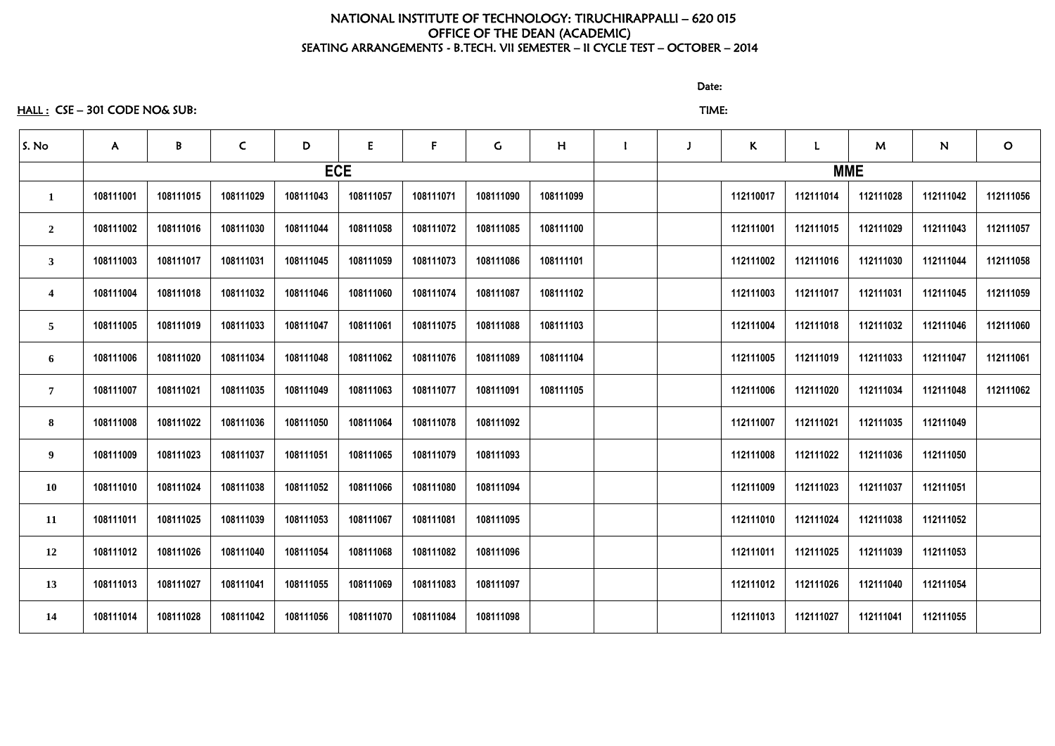# NATIONAL INSTITUTE OF TECHNOLOGY: TIRUCHIRAPPALLI – 620 015

## OFFICE OF THE DEAN (ACADEMIC)

### SEATING ARRANGEMENTS - B.TECH. VII SEMESTER – II CYCLE TEST – OCTOBER – 2014

Date:

HALL : CSE – 301 CODE NO& SUB: TIME:

| S. No | A | B | C | D | E | F | G | H | I | J | K | L | M | N | O |
|---|---|---|---|---|---|---|---|---|---|---|---|---|---|---|---|
| | ECE | | | | | | | | | MME | | | | | |
| 1 | 108111001 | 108111015 | 108111029 | 108111043 | 108111057 | 108111071 | 108111090 | 108111099 | | | 112110017 | 112111014 | 112111028 | 112111042 | 112111056 |
| 2 | 108111002 | 108111016 | 108111030 | 108111044 | 108111058 | 108111072 | 108111085 | 108111100 | | | 112111001 | 112111015 | 112111029 | 112111043 | 112111057 |
| 3 | 108111003 | 108111017 | 108111031 | 108111045 | 108111059 | 108111073 | 108111086 | 108111101 | | | 112111002 | 112111016 | 112111030 | 112111044 | 112111058 |
| 4 | 108111004 | 108111018 | 108111032 | 108111046 | 108111060 | 108111074 | 108111087 | 108111102 | | | 112111003 | 112111017 | 112111031 | 112111045 | 112111059 |
| 5 | 108111005 | 108111019 | 108111033 | 108111047 | 108111061 | 108111075 | 108111088 | 108111103 | | | 112111004 | 112111018 | 112111032 | 112111046 | 112111060 |
| 6 | 108111006 | 108111020 | 108111034 | 108111048 | 108111062 | 108111076 | 108111089 | 108111104 | | | 112111005 | 112111019 | 112111033 | 112111047 | 112111061 |
| 7 | 108111007 | 108111021 | 108111035 | 108111049 | 108111063 | 108111077 | 108111091 | 108111105 | | | 112111006 | 112111020 | 112111034 | 112111048 | 112111062 |
| 8 | 108111008 | 108111022 | 108111036 | 108111050 | 108111064 | 108111078 | 108111092 | | | | 112111007 | 112111021 | 112111035 | 112111049 | |
| 9 | 108111009 | 108111023 | 108111037 | 108111051 | 108111065 | 108111079 | 108111093 | | | | 112111008 | 112111022 | 112111036 | 112111050 | |
| 10 | 108111010 | 108111024 | 108111038 | 108111052 | 108111066 | 108111080 | 108111094 | | | | 112111009 | 112111023 | 112111037 | 112111051 | |
| 11 | 108111011 | 108111025 | 108111039 | 108111053 | 108111067 | 108111081 | 108111095 | | | | 112111010 | 112111024 | 112111038 | 112111052 | |
| 12 | 108111012 | 108111026 | 108111040 | 108111054 | 108111068 | 108111082 | 108111096 | | | | 112111011 | 112111025 | 112111039 | 112111053 | |
| 13 | 108111013 | 108111027 | 108111041 | 108111055 | 108111069 | 108111083 | 108111097 | | | | 112111012 | 112111026 | 112111040 | 112111054 | |
| 14 | 108111014 | 108111028 | 108111042 | 108111056 | 108111070 | 108111084 | 108111098 | | | | 112111013 | 112111027 | 112111041 | 112111055 | |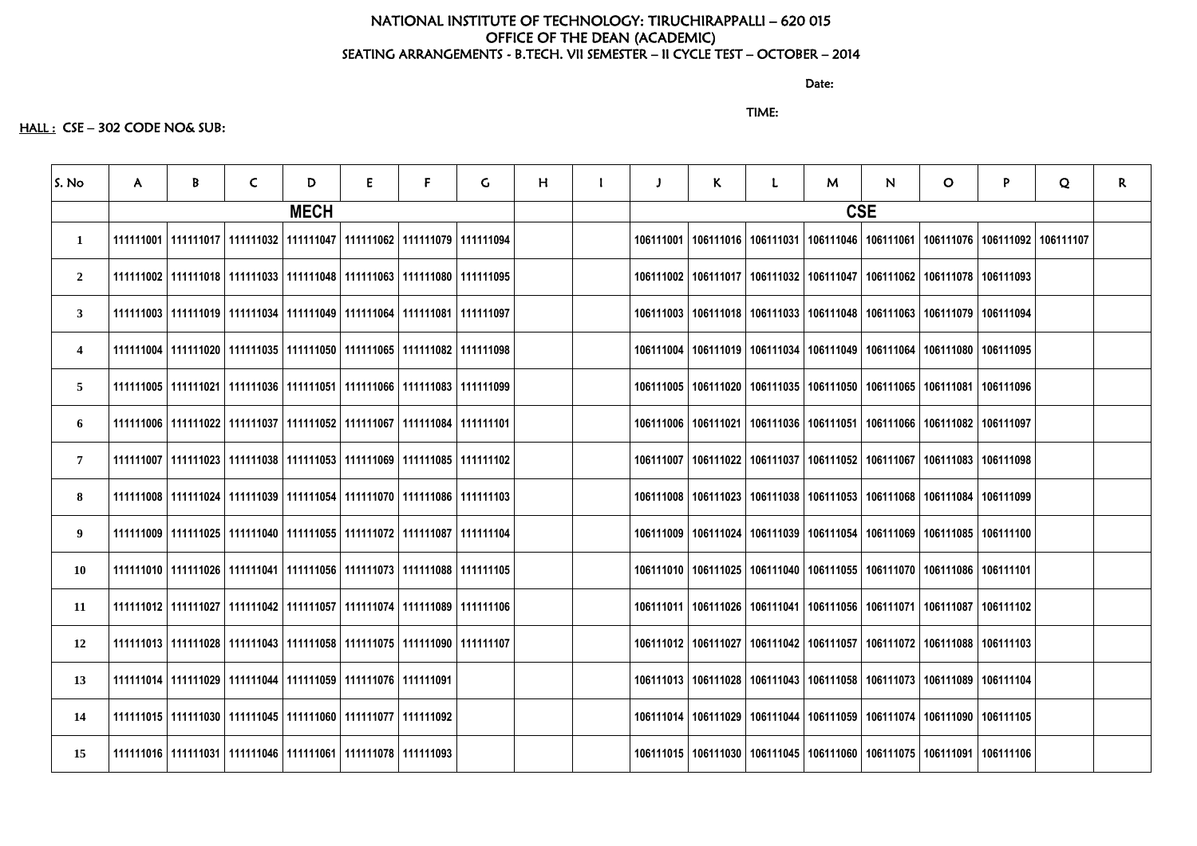NATIONAL INSTITUTE OF TECHNOLOGY: TIRUCHIRAPPALLI – 620 015
OFFICE OF THE DEAN (ACADEMIC)
SEATING ARRANGEMENTS - B.TECH. VII SEMESTER – II CYCLE TEST – OCTOBER – 2014

Date:

TIME:

HALL : CSE – 302 CODE NO& SUB:

| S. No | A | B | C | D | E | F | G | H | I | J | K | L | M | N | O | P | Q | R |
|---|---|---|---|---|---|---|---|---|---|---|---|---|---|---|---|---|---|---|
| | MECH | | | | | | | | | CSE | | | | | | | | |
| 1 | 111111001 | 111111017 | 111111032 | 111111047 | 111111062 | 111111079 | 111111094 | | | 106111001 | 106111016 | 106111031 | 106111046 | 106111061 | 106111076 | 106111092 | 106111107 | |
| 2 | 111111002 | 111111018 | 111111033 | 111111048 | 111111063 | 111111080 | 111111095 | | | 106111002 | 106111017 | 106111032 | 106111047 | 106111062 | 106111078 | 106111093 | | |
| 3 | 111111003 | 111111019 | 111111034 | 111111049 | 111111064 | 111111081 | 111111097 | | | 106111003 | 106111018 | 106111033 | 106111048 | 106111063 | 106111079 | 106111094 | | |
| 4 | 111111004 | 111111020 | 111111035 | 111111050 | 111111065 | 111111082 | 111111098 | | | 106111004 | 106111019 | 106111034 | 106111049 | 106111064 | 106111080 | 106111095 | | |
| 5 | 111111005 | 111111021 | 111111036 | 111111051 | 111111066 | 111111083 | 111111099 | | | 106111005 | 106111020 | 106111035 | 106111050 | 106111065 | 106111081 | 106111096 | | |
| 6 | 111111006 | 111111022 | 111111037 | 111111052 | 111111067 | 111111084 | 111111101 | | | 106111006 | 106111021 | 106111036 | 106111051 | 106111066 | 106111082 | 106111097 | | |
| 7 | 111111007 | 111111023 | 111111038 | 111111053 | 111111069 | 111111085 | 111111102 | | | 106111007 | 106111022 | 106111037 | 106111052 | 106111067 | 106111083 | 106111098 | | |
| 8 | 111111008 | 111111024 | 111111039 | 111111054 | 111111070 | 111111086 | 111111103 | | | 106111008 | 106111023 | 106111038 | 106111053 | 106111068 | 106111084 | 106111099 | | |
| 9 | 111111009 | 111111025 | 111111040 | 111111055 | 111111072 | 111111087 | 111111104 | | | 106111009 | 106111024 | 106111039 | 106111054 | 106111069 | 106111085 | 106111100 | | |
| 10 | 111111010 | 111111026 | 111111041 | 111111056 | 111111073 | 111111088 | 111111105 | | | 106111010 | 106111025 | 106111040 | 106111055 | 106111070 | 106111086 | 106111101 | | |
| 11 | 111111012 | 111111027 | 111111042 | 111111057 | 111111074 | 111111089 | 111111106 | | | 106111011 | 106111026 | 106111041 | 106111056 | 106111071 | 106111087 | 106111102 | | |
| 12 | 111111013 | 111111028 | 111111043 | 111111058 | 111111075 | 111111090 | 111111107 | | | 106111012 | 106111027 | 106111042 | 106111057 | 106111072 | 106111088 | 106111103 | | |
| 13 | 111111014 | 111111029 | 111111044 | 111111059 | 111111076 | 111111091 | | | | 106111013 | 106111028 | 106111043 | 106111058 | 106111073 | 106111089 | 106111104 | | |
| 14 | 111111015 | 111111030 | 111111045 | 111111060 | 111111077 | 111111092 | | | | 106111014 | 106111029 | 106111044 | 106111059 | 106111074 | 106111090 | 106111105 | | |
| 15 | 111111016 | 111111031 | 111111046 | 111111061 | 111111078 | 111111093 | | | | 106111015 | 106111030 | 106111045 | 106111060 | 106111075 | 106111091 | 106111106 | | |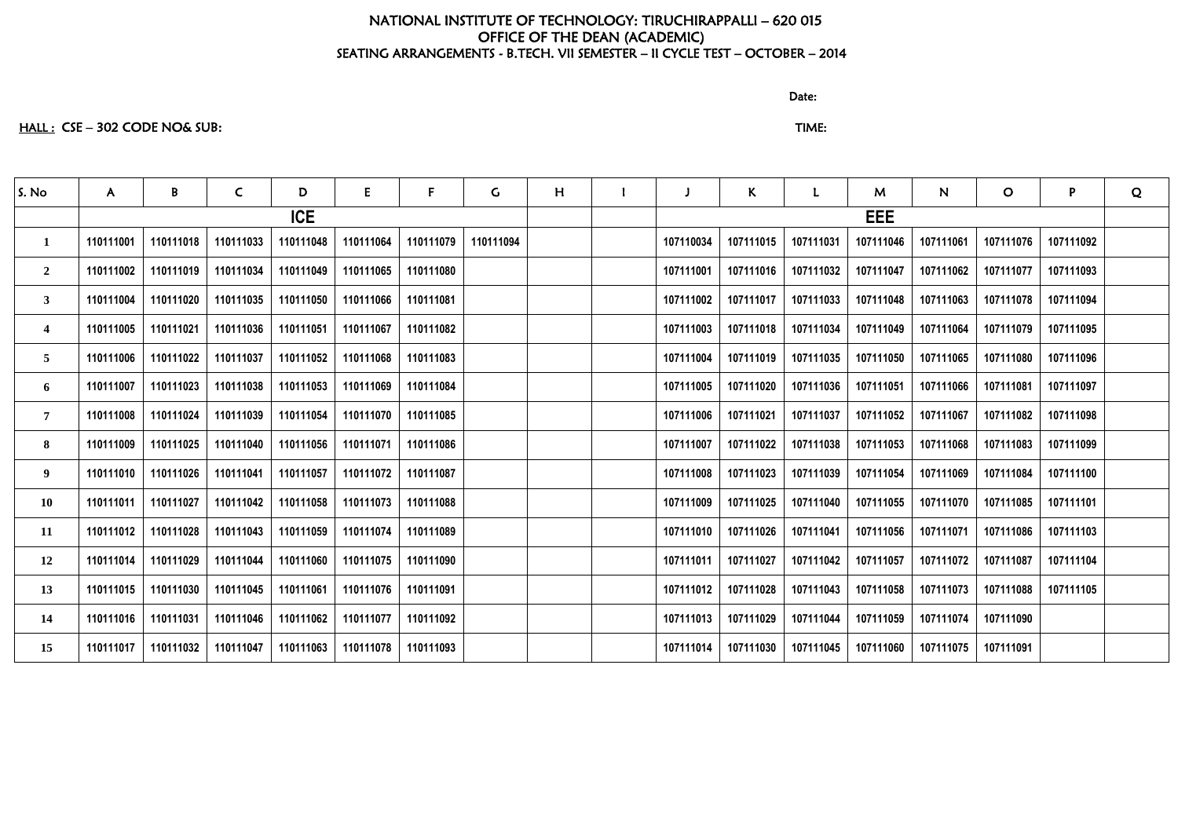NATIONAL INSTITUTE OF TECHNOLOGY: TIRUCHIRAPPALLI – 620 015
OFFICE OF THE DEAN (ACADEMIC)
SEATING ARRANGEMENTS - B.TECH. VII SEMESTER – II CYCLE TEST – OCTOBER – 2014

Date:

HALL : CSE – 302 CODE NO& SUB: TIME:

| S. No | A | B | C | D | E | F | G | H | I | J | K | L | M | N | O | P | Q |
|---|---|---|---|---|---|---|---|---|---|---|---|---|---|---|---|---|---|
| | ICE | | | | | | | | | EEE | | | | | | | |
| 1 | 110111001 | 110111018 | 110111033 | 110111048 | 110111064 | 110111079 | 110111094 | | | 107110034 | 107111015 | 107111031 | 107111046 | 107111061 | 107111076 | 107111092 | |
| 2 | 110111002 | 110111019 | 110111034 | 110111049 | 110111065 | 110111080 | | | | 107111001 | 107111016 | 107111032 | 107111047 | 107111062 | 107111077 | 107111093 | |
| 3 | 110111004 | 110111020 | 110111035 | 110111050 | 110111066 | 110111081 | | | | 107111002 | 107111017 | 107111033 | 107111048 | 107111063 | 107111078 | 107111094 | |
| 4 | 110111005 | 110111021 | 110111036 | 110111051 | 110111067 | 110111082 | | | | 107111003 | 107111018 | 107111034 | 107111049 | 107111064 | 107111079 | 107111095 | |
| 5 | 110111006 | 110111022 | 110111037 | 110111052 | 110111068 | 110111083 | | | | 107111004 | 107111019 | 107111035 | 107111050 | 107111065 | 107111080 | 107111096 | |
| 6 | 110111007 | 110111023 | 110111038 | 110111053 | 110111069 | 110111084 | | | | 107111005 | 107111020 | 107111036 | 107111051 | 107111066 | 107111081 | 107111097 | |
| 7 | 110111008 | 110111024 | 110111039 | 110111054 | 110111070 | 110111085 | | | | 107111006 | 107111021 | 107111037 | 107111052 | 107111067 | 107111082 | 107111098 | |
| 8 | 110111009 | 110111025 | 110111040 | 110111056 | 110111071 | 110111086 | | | | 107111007 | 107111022 | 107111038 | 107111053 | 107111068 | 107111083 | 107111099 | |
| 9 | 110111010 | 110111026 | 110111041 | 110111057 | 110111072 | 110111087 | | | | 107111008 | 107111023 | 107111039 | 107111054 | 107111069 | 107111084 | 107111100 | |
| 10 | 110111011 | 110111027 | 110111042 | 110111058 | 110111073 | 110111088 | | | | 107111009 | 107111025 | 107111040 | 107111055 | 107111070 | 107111085 | 107111101 | |
| 11 | 110111012 | 110111028 | 110111043 | 110111059 | 110111074 | 110111089 | | | | 107111010 | 107111026 | 107111041 | 107111056 | 107111071 | 107111086 | 107111103 | |
| 12 | 110111014 | 110111029 | 110111044 | 110111060 | 110111075 | 110111090 | | | | 107111011 | 107111027 | 107111042 | 107111057 | 107111072 | 107111087 | 107111104 | |
| 13 | 110111015 | 110111030 | 110111045 | 110111061 | 110111076 | 110111091 | | | | 107111012 | 107111028 | 107111043 | 107111058 | 107111073 | 107111088 | 107111105 | |
| 14 | 110111016 | 110111031 | 110111046 | 110111062 | 110111077 | 110111092 | | | | 107111013 | 107111029 | 107111044 | 107111059 | 107111074 | 107111090 | | |
| 15 | 110111017 | 110111032 | 110111047 | 110111063 | 110111078 | 110111093 | | | | 107111014 | 107111030 | 107111045 | 107111060 | 107111075 | 107111091 | | |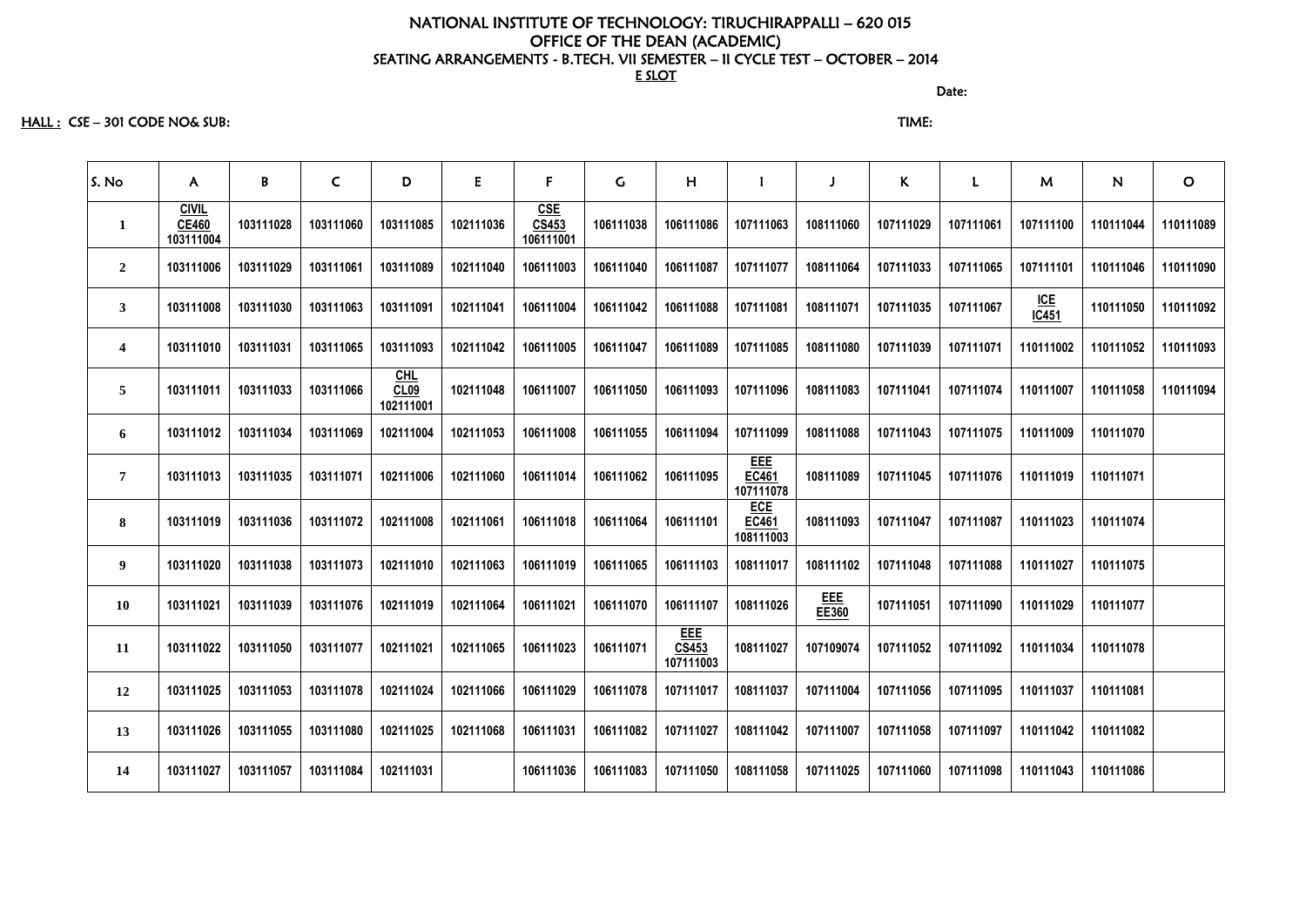NATIONAL INSTITUTE OF TECHNOLOGY: TIRUCHIRAPPALLI – 620 015
OFFICE OF THE DEAN (ACADEMIC)
SEATING ARRANGEMENTS - B.TECH. VII SEMESTER – II CYCLE TEST – OCTOBER – 2014
E SLOT

Date:

HALL : CSE – 301 CODE NO& SUB: TIME:

| S. No | A | B | C | D | E | F | G | H | I | J | K | L | M | N | O |
|---|---|---|---|---|---|---|---|---|---|---|---|---|---|---|---|
| 1 | CIVIL CE460 103111004 | 103111028 | 103111060 | 103111085 | 102111036 | CSE CS453 106111001 | 106111038 | 106111086 | 107111063 | 108111060 | 107111029 | 107111061 | 107111100 | 110111044 | 110111089 |
| 2 | 103111006 | 103111029 | 103111061 | 103111089 | 102111040 | 106111003 | 106111040 | 106111087 | 107111077 | 108111064 | 107111033 | 107111065 | 107111101 | 110111046 | 110111090 |
| 3 | 103111008 | 103111030 | 103111063 | 103111091 | 102111041 | 106111004 | 106111042 | 106111088 | 107111081 | 108111071 | 107111035 | 107111067 | ICE IC451 | 110111050 | 110111092 |
| 4 | 103111010 | 103111031 | 103111065 | 103111093 | 102111042 | 106111005 | 106111047 | 106111089 | 107111085 | 108111080 | 107111039 | 107111071 | 110111002 | 110111052 | 110111093 |
| 5 | 103111011 | 103111033 | 103111066 | CHL CL09 102111001 | 102111048 | 106111007 | 106111050 | 106111093 | 107111096 | 108111083 | 107111041 | 107111074 | 110111007 | 110111058 | 110111094 |
| 6 | 103111012 | 103111034 | 103111069 | 102111004 | 102111053 | 106111008 | 106111055 | 106111094 | 107111099 | 108111088 | 107111043 | 107111075 | 110111009 | 110111070 | |
| 7 | 103111013 | 103111035 | 103111071 | 102111006 | 102111060 | 106111014 | 106111062 | 106111095 | EEE EC461 107111078 | 108111089 | 107111045 | 107111076 | 110111019 | 110111071 | |
| 8 | 103111019 | 103111036 | 103111072 | 102111008 | 102111061 | 106111018 | 106111064 | 106111101 | ECE EC461 108111003 | 108111093 | 107111047 | 107111087 | 110111023 | 110111074 | |
| 9 | 103111020 | 103111038 | 103111073 | 102111010 | 102111063 | 106111019 | 106111065 | 106111103 | 108111017 | 108111102 | 107111048 | 107111088 | 110111027 | 110111075 | |
| 10 | 103111021 | 103111039 | 103111076 | 102111019 | 102111064 | 106111021 | 106111070 | 106111107 | 108111026 | EEE EE360 | 107111051 | 107111090 | 110111029 | 110111077 | |
| 11 | 103111022 | 103111050 | 103111077 | 102111021 | 102111065 | 106111023 | 106111071 | EEE CS453 107111003 | 108111027 | 107109074 | 107111052 | 107111092 | 110111034 | 110111078 | |
| 12 | 103111025 | 103111053 | 103111078 | 102111024 | 102111066 | 106111029 | 106111078 | 107111017 | 108111037 | 107111004 | 107111056 | 107111095 | 110111037 | 110111081 | |
| 13 | 103111026 | 103111055 | 103111080 | 102111025 | 102111068 | 106111031 | 106111082 | 107111027 | 108111042 | 107111007 | 107111058 | 107111097 | 110111042 | 110111082 | |
| 14 | 103111027 | 103111057 | 103111084 | 102111031 | | 106111036 | 106111083 | 107111050 | 108111058 | 107111025 | 107111060 | 107111098 | 110111043 | 110111086 | |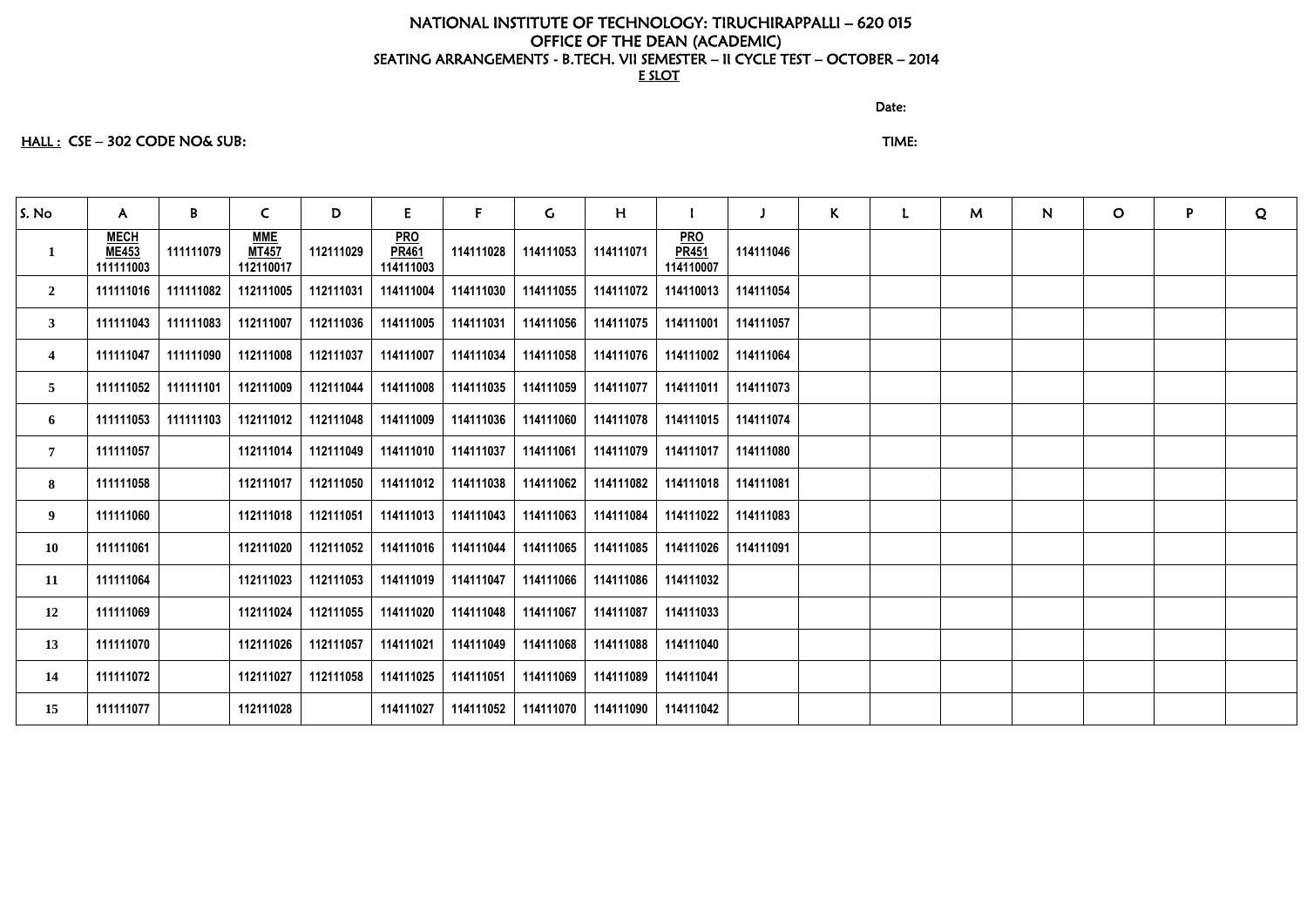# NATIONAL INSTITUTE OF TECHNOLOGY: TIRUCHIRAPPALLI – 620 015

## OFFICE OF THE DEAN (ACADEMIC)

### SEATING ARRANGEMENTS - B.TECH. VII SEMESTER – II CYCLE TEST – OCTOBER – 2014

E SLOT

Date:

HALL : CSE – 302 CODE NO& SUB:

TIME:

| S. No | A | B | C | D | E | F | G | H | I | J | K | L | M | N | O | P | Q |
|---|---|---|---|---|---|---|---|---|---|---|---|---|---|---|---|---|---|
| 1 | MECH ME453 111111003 | 111111079 | MME MT457 112110017 | 112111029 | PRO PR461 114111003 | 114111028 | 114111053 | 114111071 | PRO PR451 114110007 | 114111046 | | | | | | | |
| 2 | 111111016 | 111111082 | 112111005 | 112111031 | 114111004 | 114111030 | 114111055 | 114111072 | 114110013 | 114111054 | | | | | | | |
| 3 | 111111043 | 111111083 | 112111007 | 112111036 | 114111005 | 114111031 | 114111056 | 114111075 | 114111001 | 114111057 | | | | | | | |
| 4 | 111111047 | 111111090 | 112111008 | 112111037 | 114111007 | 114111034 | 114111058 | 114111076 | 114111002 | 114111064 | | | | | | | |
| 5 | 111111052 | 111111101 | 112111009 | 112111044 | 114111008 | 114111035 | 114111059 | 114111077 | 114111011 | 114111073 | | | | | | | |
| 6 | 111111053 | 111111103 | 112111012 | 112111048 | 114111009 | 114111036 | 114111060 | 114111078 | 114111015 | 114111074 | | | | | | | |
| 7 | 111111057 | | 112111014 | 112111049 | 114111010 | 114111037 | 114111061 | 114111079 | 114111017 | 114111080 | | | | | | | |
| 8 | 111111058 | | 112111017 | 112111050 | 114111012 | 114111038 | 114111062 | 114111082 | 114111018 | 114111081 | | | | | | | |
| 9 | 111111060 | | 112111018 | 112111051 | 114111013 | 114111043 | 114111063 | 114111084 | 114111022 | 114111083 | | | | | | | |
| 10 | 111111061 | | 112111020 | 112111052 | 114111016 | 114111044 | 114111065 | 114111085 | 114111026 | 114111091 | | | | | | | |
| 11 | 111111064 | | 112111023 | 112111053 | 114111019 | 114111047 | 114111066 | 114111086 | 114111032 | | | | | | | | |
| 12 | 111111069 | | 112111024 | 112111055 | 114111020 | 114111048 | 114111067 | 114111087 | 114111033 | | | | | | | | |
| 13 | 111111070 | | 112111026 | 112111057 | 114111021 | 114111049 | 114111068 | 114111088 | 114111040 | | | | | | | | |
| 14 | 111111072 | | 112111027 | 112111058 | 114111025 | 114111051 | 114111069 | 114111089 | 114111041 | | | | | | | | |
| 15 | 111111077 | | 112111028 | | 114111027 | 114111052 | 114111070 | 114111090 | 114111042 | | | | | | | | |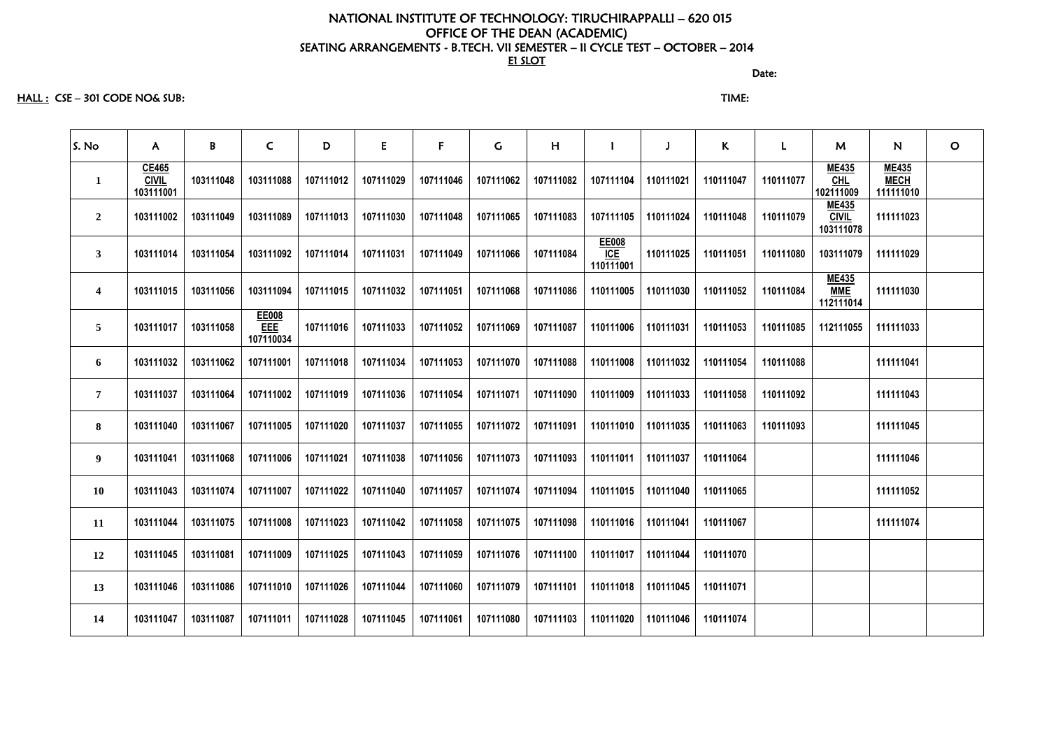NATIONAL INSTITUTE OF TECHNOLOGY: TIRUCHIRAPPALLI – 620 015

OFFICE OF THE DEAN (ACADEMIC)

SEATING ARRANGEMENTS - B.TECH. VII SEMESTER – II CYCLE TEST – OCTOBER – 2014

E1 SLOT

Date:

HALL : CSE – 301 CODE NO& SUB: TIME:

| S. No | A | B | C | D | E | F | G | H | I | J | K | L | M | N | O |
|---|---|---|---|---|---|---|---|---|---|---|---|---|---|---|---|
| 1 | CE465 CIVIL 103111001 | 103111048 | 103111088 | 107111012 | 107111029 | 107111046 | 107111062 | 107111082 | 107111104 | 110111021 | 110111047 | 110111077 | ME435 CHL 102111009 | ME435 MECH 111111010 | |
| 2 | 103111002 | 103111049 | 103111089 | 107111013 | 107111030 | 107111048 | 107111065 | 107111083 | 107111105 | 110111024 | 110111048 | 110111079 | ME435 CIVIL 103111078 | 111111023 | |
| 3 | 103111014 | 103111054 | 103111092 | 107111014 | 107111031 | 107111049 | 107111066 | 107111084 | EE008 ICE 110111001 | 110111025 | 110111051 | 110111080 | 103111079 | 111111029 | |
| 4 | 103111015 | 103111056 | 103111094 | 107111015 | 107111032 | 107111051 | 107111068 | 107111086 | 110111005 | 110111030 | 110111052 | 110111084 | ME435 MME 112111014 | 111111030 | |
| 5 | 103111017 | 103111058 | EE008 EEE 107110034 | 107111016 | 107111033 | 107111052 | 107111069 | 107111087 | 110111006 | 110111031 | 110111053 | 110111085 | 112111055 | 111111033 | |
| 6 | 103111032 | 103111062 | 107111001 | 107111018 | 107111034 | 107111053 | 107111070 | 107111088 | 110111008 | 110111032 | 110111054 | 110111088 | | 111111041 | |
| 7 | 103111037 | 103111064 | 107111002 | 107111019 | 107111036 | 107111054 | 107111071 | 107111090 | 110111009 | 110111033 | 110111058 | 110111092 | | 111111043 | |
| 8 | 103111040 | 103111067 | 107111005 | 107111020 | 107111037 | 107111055 | 107111072 | 107111091 | 110111010 | 110111035 | 110111063 | 110111093 | | 111111045 | |
| 9 | 103111041 | 103111068 | 107111006 | 107111021 | 107111038 | 107111056 | 107111073 | 107111093 | 110111011 | 110111037 | 110111064 | | | 111111046 | |
| 10 | 103111043 | 103111074 | 107111007 | 107111022 | 107111040 | 107111057 | 107111074 | 107111094 | 110111015 | 110111040 | 110111065 | | | 111111052 | |
| 11 | 103111044 | 103111075 | 107111008 | 107111023 | 107111042 | 107111058 | 107111075 | 107111098 | 110111016 | 110111041 | 110111067 | | | 111111074 | |
| 12 | 103111045 | 103111081 | 107111009 | 107111025 | 107111043 | 107111059 | 107111076 | 107111100 | 110111017 | 110111044 | 110111070 | | | | |
| 13 | 103111046 | 103111086 | 107111010 | 107111026 | 107111044 | 107111060 | 107111079 | 107111101 | 110111018 | 110111045 | 110111071 | | | | |
| 14 | 103111047 | 103111087 | 107111011 | 107111028 | 107111045 | 107111061 | 107111080 | 107111103 | 110111020 | 110111046 | 110111074 | | | | |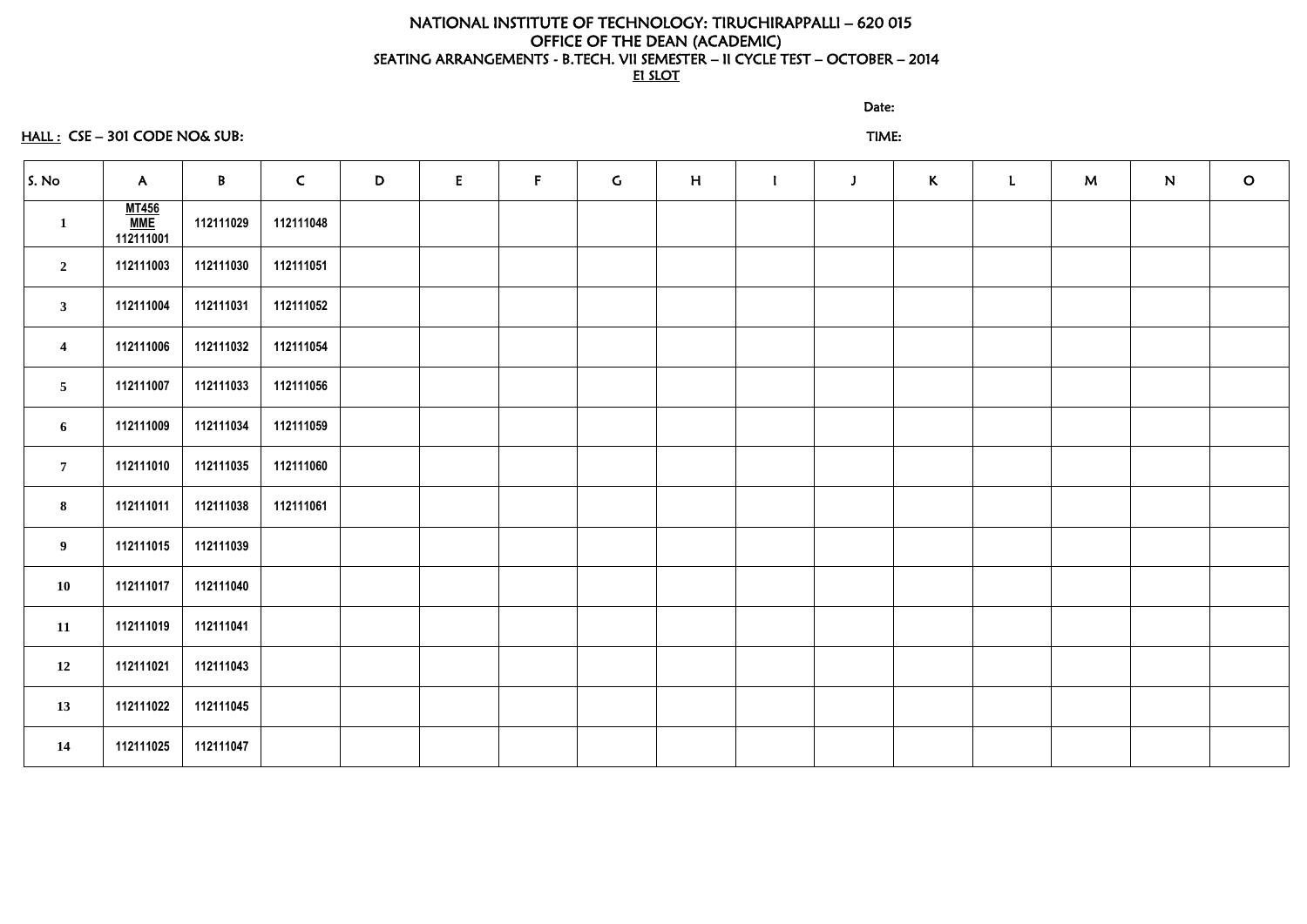# NATIONAL INSTITUTE OF TECHNOLOGY: TIRUCHIRAPPALLI – 620 015

## OFFICE OF THE DEAN (ACADEMIC)

### SEATING ARRANGEMENTS - B.TECH. VII SEMESTER – II CYCLE TEST – OCTOBER – 2014

E1 SLOT

Date:

HALL : CSE – 301 CODE NO& SUB: TIME:

| S. No | A | B | C | D | E | F | G | H | I | J | K | L | M | N | O |
|---|---|---|---|---|---|---|---|---|---|---|---|---|---|---|---|
| 1 | MT456 MME 112111001 | 112111029 | 112111048 | | | | | | | | | | | | |
| 2 | 112111003 | 112111030 | 112111051 | | | | | | | | | | | | |
| 3 | 112111004 | 112111031 | 112111052 | | | | | | | | | | | | |
| 4 | 112111006 | 112111032 | 112111054 | | | | | | | | | | | | |
| 5 | 112111007 | 112111033 | 112111056 | | | | | | | | | | | | |
| 6 | 112111009 | 112111034 | 112111059 | | | | | | | | | | | | |
| 7 | 112111010 | 112111035 | 112111060 | | | | | | | | | | | | |
| 8 | 112111011 | 112111038 | 112111061 | | | | | | | | | | | | |
| 9 | 112111015 | 112111039 | | | | | | | | | | | | | |
| 10 | 112111017 | 112111040 | | | | | | | | | | | | | |
| 11 | 112111019 | 112111041 | | | | | | | | | | | | | |
| 12 | 112111021 | 112111043 | | | | | | | | | | | | | |
| 13 | 112111022 | 112111045 | | | | | | | | | | | | | |
| 14 | 112111025 | 112111047 | | | | | | | | | | | | | |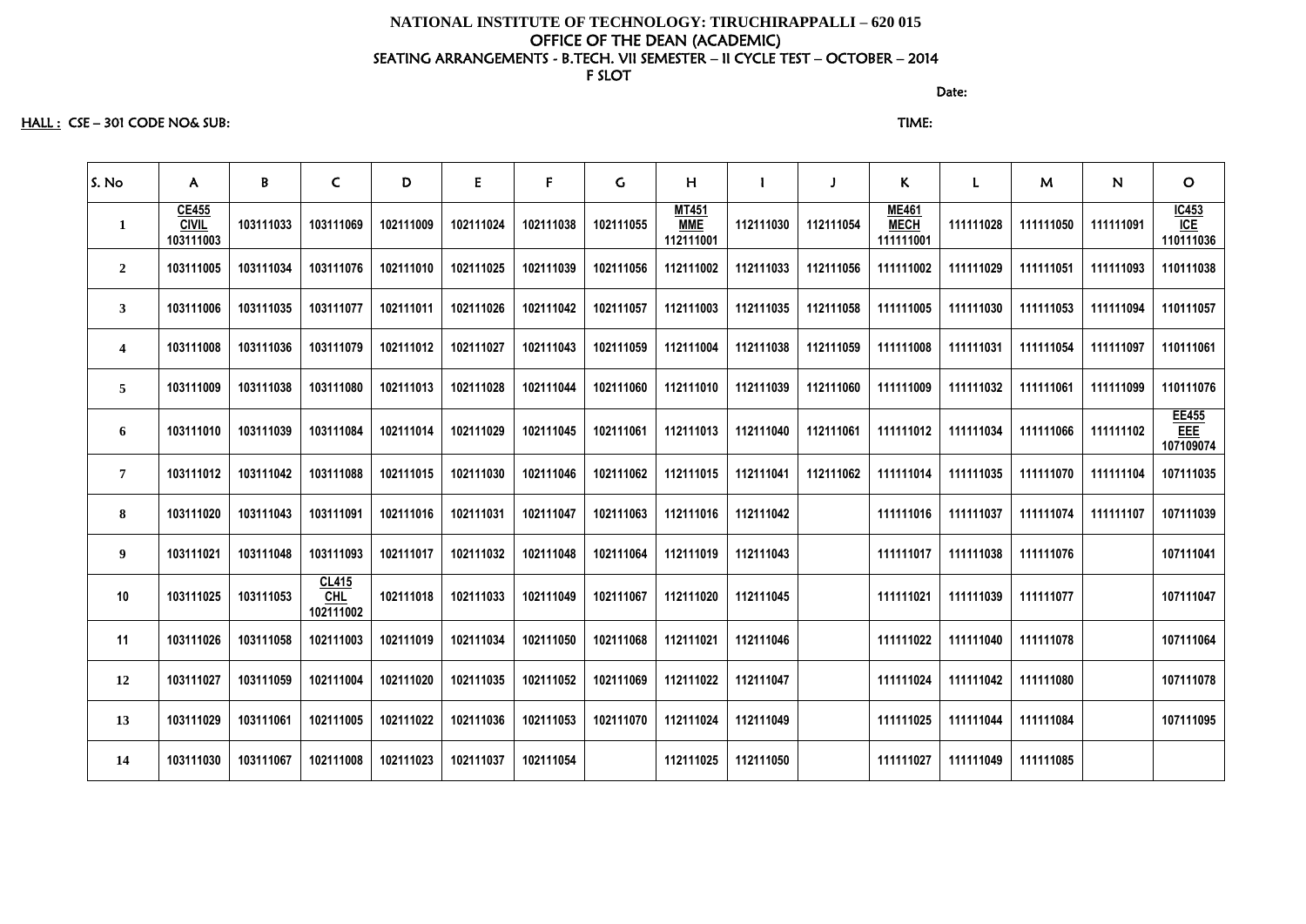**NATIONAL INSTITUTE OF TECHNOLOGY: TIRUCHIRAPPALLI – 620 015**
OFFICE OF THE DEAN (ACADEMIC)
SEATING ARRANGEMENTS - B.TECH. VII SEMESTER – II CYCLE TEST – OCTOBER – 2014
F SLOT

Date:

HALL : CSE – 301 CODE NO& SUB: TIME:

| S. No | A | B | C | D | E | F | G | H | I | J | K | L | M | N | O |
|---|---|---|---|---|---|---|---|---|---|---|---|---|---|---|---|
| 1 | CE455 CIVIL 103111003 | 103111033 | 103111069 | 102111009 | 102111024 | 102111038 | 102111055 | MT451 MME 112111001 | 112111030 | 112111054 | ME461 MECH 111111001 | 111111028 | 111111050 | 111111091 | IC453 ICE 110111036 |
| 2 | 103111005 | 103111034 | 103111076 | 102111010 | 102111025 | 102111039 | 102111056 | 112111002 | 112111033 | 112111056 | 111111002 | 111111029 | 111111051 | 111111093 | 110111038 |
| 3 | 103111006 | 103111035 | 103111077 | 102111011 | 102111026 | 102111042 | 102111057 | 112111003 | 112111035 | 112111058 | 111111005 | 111111030 | 111111053 | 111111094 | 110111057 |
| 4 | 103111008 | 103111036 | 103111079 | 102111012 | 102111027 | 102111043 | 102111059 | 112111004 | 112111038 | 112111059 | 111111008 | 111111031 | 111111054 | 111111097 | 110111061 |
| 5 | 103111009 | 103111038 | 103111080 | 102111013 | 102111028 | 102111044 | 102111060 | 112111010 | 112111039 | 112111060 | 111111009 | 111111032 | 111111061 | 111111099 | 110111076 |
| 6 | 103111010 | 103111039 | 103111084 | 102111014 | 102111029 | 102111045 | 102111061 | 112111013 | 112111040 | 112111061 | 111111012 | 111111034 | 111111066 | 111111102 | EE455 EEE 107109074 |
| 7 | 103111012 | 103111042 | 103111088 | 102111015 | 102111030 | 102111046 | 102111062 | 112111015 | 112111041 | 112111062 | 111111014 | 111111035 | 111111070 | 111111104 | 107111035 |
| 8 | 103111020 | 103111043 | 103111091 | 102111016 | 102111031 | 102111047 | 102111063 | 112111016 | 112111042 | | 111111016 | 111111037 | 111111074 | 111111107 | 107111039 |
| 9 | 103111021 | 103111048 | 103111093 | 102111017 | 102111032 | 102111048 | 102111064 | 112111019 | 112111043 | | 111111017 | 111111038 | 111111076 | | 107111041 |
| 10 | 103111025 | 103111053 | CL415 CHL 102111002 | 102111018 | 102111033 | 102111049 | 102111067 | 112111020 | 112111045 | | 111111021 | 111111039 | 111111077 | | 107111047 |
| 11 | 103111026 | 103111058 | 102111003 | 102111019 | 102111034 | 102111050 | 102111068 | 112111021 | 112111046 | | 111111022 | 111111040 | 111111078 | | 107111064 |
| 12 | 103111027 | 103111059 | 102111004 | 102111020 | 102111035 | 102111052 | 102111069 | 112111022 | 112111047 | | 111111024 | 111111042 | 111111080 | | 107111078 |
| 13 | 103111029 | 103111061 | 102111005 | 102111022 | 102111036 | 102111053 | 102111070 | 112111024 | 112111049 | | 111111025 | 111111044 | 111111084 | | 107111095 |
| 14 | 103111030 | 103111067 | 102111008 | 102111023 | 102111037 | 102111054 | | 112111025 | 112111050 | | 111111027 | 111111049 | 111111085 | | |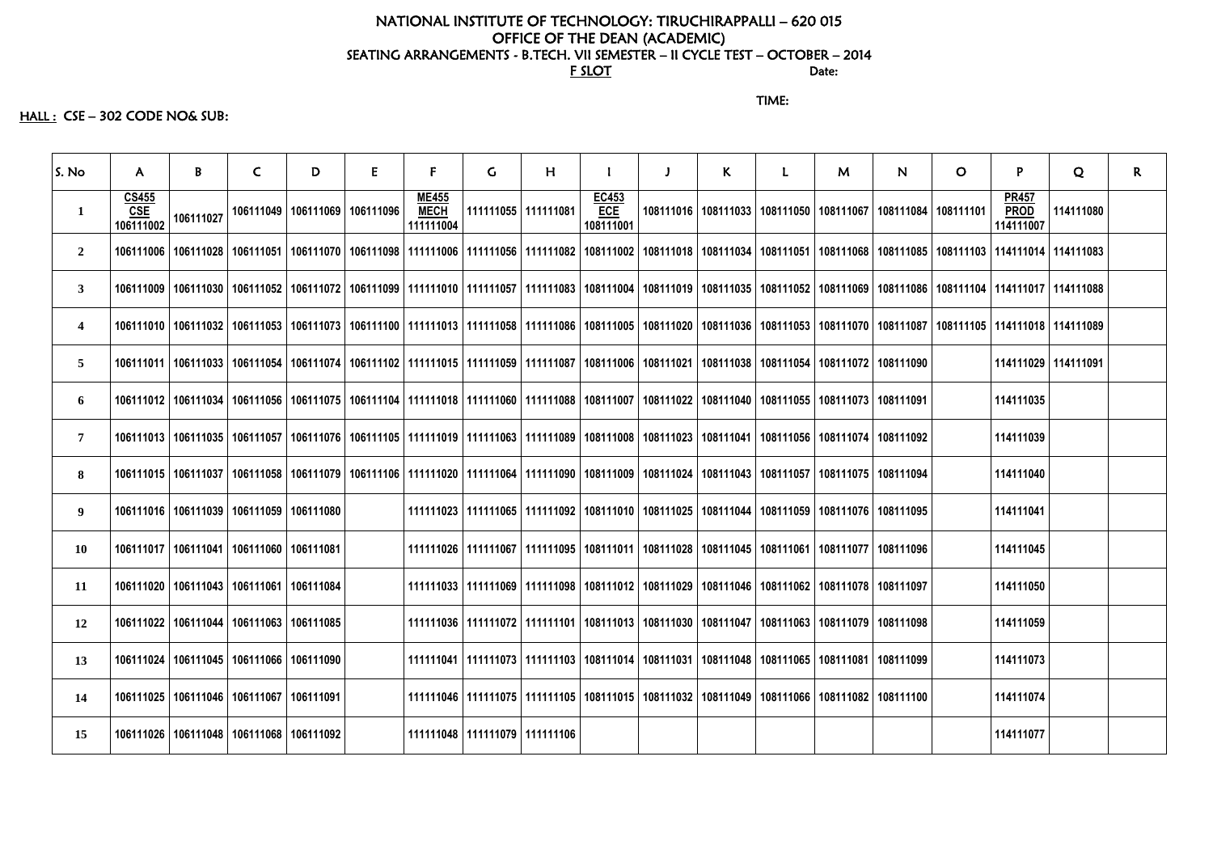# NATIONAL INSTITUTE OF TECHNOLOGY: TIRUCHIRAPPALLI – 620 015
## OFFICE OF THE DEAN (ACADEMIC)
### SEATING ARRANGEMENTS - B.TECH. VII SEMESTER – II CYCLE TEST – OCTOBER – 2014

**F SLOT** Date:

TIME:

**HALL :** CSE – 302 CODE NO& SUB:

| S. No | A | B | C | D | E | F | G | H | I | J | K | L | M | N | O | P | Q | R |
|---|---|---|---|---|---|---|---|---|---|---|---|---|---|---|---|---|---|---|
| 1 | CS455 CSE 106111002 | 106111027 | 106111049 | 106111069 | 106111096 | ME455 MECH 111111004 | 111111055 | 111111081 | EC453 ECE 108111001 | 108111016 | 108111033 | 108111050 | 108111067 | 108111084 | 108111101 | PR457 PROD 114111007 | 114111080 | |
| 2 | 106111006 | 106111028 | 106111051 | 106111070 | 106111098 | 111111006 | 111111056 | 111111082 | 108111002 | 108111018 | 108111034 | 108111051 | 108111068 | 108111085 | 108111103 | 114111014 | 114111083 | |
| 3 | 106111009 | 106111030 | 106111052 | 106111072 | 106111099 | 111111010 | 111111057 | 111111083 | 108111004 | 108111019 | 108111035 | 108111052 | 108111069 | 108111086 | 108111104 | 114111017 | 114111088 | |
| 4 | 106111010 | 106111032 | 106111053 | 106111073 | 106111100 | 111111013 | 111111058 | 111111086 | 108111005 | 108111020 | 108111036 | 108111053 | 108111070 | 108111087 | 108111105 | 114111018 | 114111089 | |
| 5 | 106111011 | 106111033 | 106111054 | 106111074 | 106111102 | 111111015 | 111111059 | 111111087 | 108111006 | 108111021 | 108111038 | 108111054 | 108111072 | 108111090 | | 114111029 | 114111091 | |
| 6 | 106111012 | 106111034 | 106111056 | 106111075 | 106111104 | 111111018 | 111111060 | 111111088 | 108111007 | 108111022 | 108111040 | 108111055 | 108111073 | 108111091 | | 114111035 | | |
| 7 | 106111013 | 106111035 | 106111057 | 106111076 | 106111105 | 111111019 | 111111063 | 111111089 | 108111008 | 108111023 | 108111041 | 108111056 | 108111074 | 108111092 | | 114111039 | | |
| 8 | 106111015 | 106111037 | 106111058 | 106111079 | 106111106 | 111111020 | 111111064 | 111111090 | 108111009 | 108111024 | 108111043 | 108111057 | 108111075 | 108111094 | | 114111040 | | |
| 9 | 106111016 | 106111039 | 106111059 | 106111080 | | 111111023 | 111111065 | 111111092 | 108111010 | 108111025 | 108111044 | 108111059 | 108111076 | 108111095 | | 114111041 | | |
| 10 | 106111017 | 106111041 | 106111060 | 106111081 | | 111111026 | 111111067 | 111111095 | 108111011 | 108111028 | 108111045 | 108111061 | 108111077 | 108111096 | | 114111045 | | |
| 11 | 106111020 | 106111043 | 106111061 | 106111084 | | 111111033 | 111111069 | 111111098 | 108111012 | 108111029 | 108111046 | 108111062 | 108111078 | 108111097 | | 114111050 | | |
| 12 | 106111022 | 106111044 | 106111063 | 106111085 | | 111111036 | 111111072 | 111111101 | 108111013 | 108111030 | 108111047 | 108111063 | 108111079 | 108111098 | | 114111059 | | |
| 13 | 106111024 | 106111045 | 106111066 | 106111090 | | 111111041 | 111111073 | 111111103 | 108111014 | 108111031 | 108111048 | 108111065 | 108111081 | 108111099 | | 114111073 | | |
| 14 | 106111025 | 106111046 | 106111067 | 106111091 | | 111111046 | 111111075 | 111111105 | 108111015 | 108111032 | 108111049 | 108111066 | 108111082 | 108111100 | | 114111074 | | |
| 15 | 106111026 | 106111048 | 106111068 | 106111092 | | 111111048 | 111111079 | 111111106 | | | | | | | | 114111077 | | |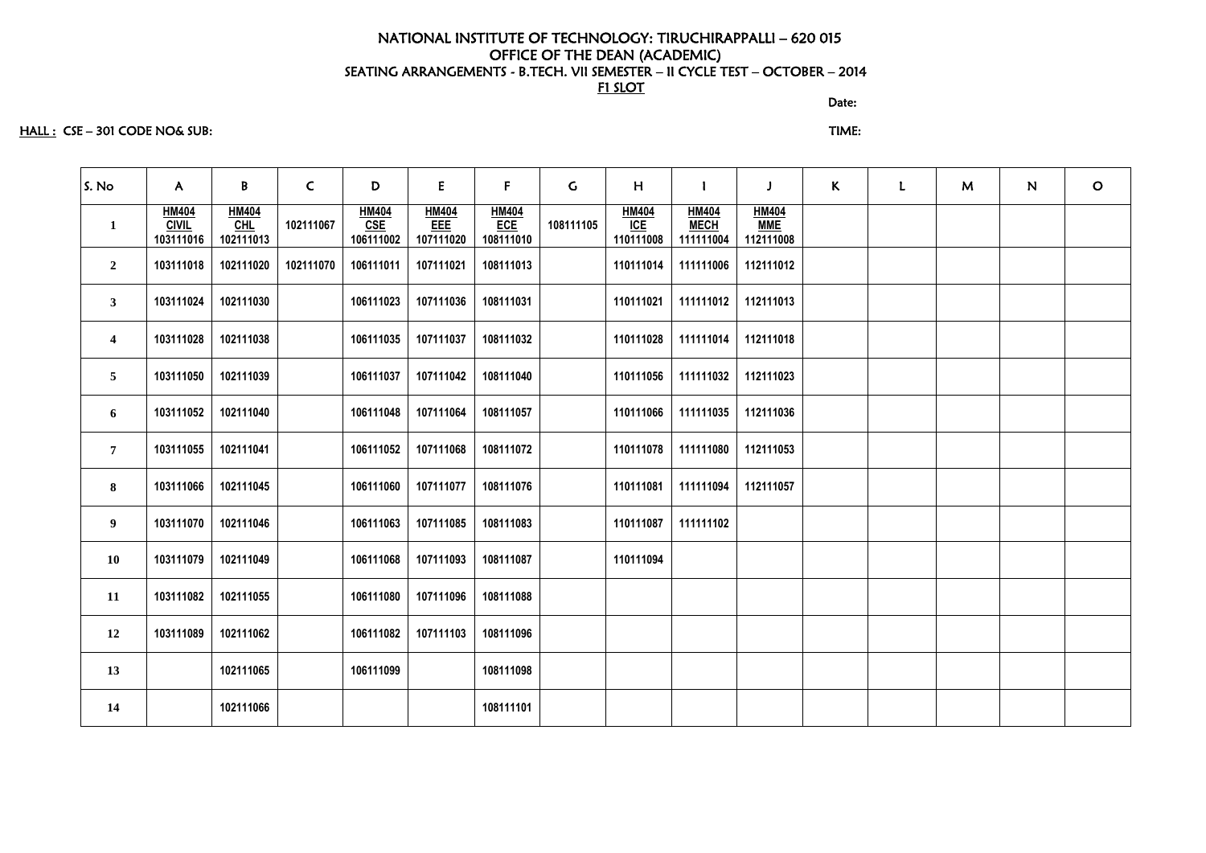# NATIONAL INSTITUTE OF TECHNOLOGY: TIRUCHIRAPPALLI – 620 015

## OFFICE OF THE DEAN (ACADEMIC)

### SEATING ARRANGEMENTS - B.TECH. VII SEMESTER – II CYCLE TEST – OCTOBER – 2014

F1 SLOT

Date:

HALL : CSE – 301 CODE NO& SUB:

TIME:

| S. No | A | B | C | D | E | F | G | H | I | J | K | L | M | N | O |
|---|---|---|---|---|---|---|---|---|---|---|---|---|---|---|---|
| 1 | HM404 CIVIL 103111016 | HM404 CHL 102111013 | 102111067 | HM404 CSE 106111002 | HM404 EEE 107111020 | HM404 ECE 108111010 | 108111105 | HM404 ICE 110111008 | HM404 MECH 111111004 | HM404 MME 112111008 | | | | | |
| 2 | 103111018 | 102111020 | 102111070 | 106111011 | 107111021 | 108111013 | | 110111014 | 111111006 | 112111012 | | | | | |
| 3 | 103111024 | 102111030 | | 106111023 | 107111036 | 108111031 | | 110111021 | 111111012 | 112111013 | | | | | |
| 4 | 103111028 | 102111038 | | 106111035 | 107111037 | 108111032 | | 110111028 | 111111014 | 112111018 | | | | | |
| 5 | 103111050 | 102111039 | | 106111037 | 107111042 | 108111040 | | 110111056 | 111111032 | 112111023 | | | | | |
| 6 | 103111052 | 102111040 | | 106111048 | 107111064 | 108111057 | | 110111066 | 111111035 | 112111036 | | | | | |
| 7 | 103111055 | 102111041 | | 106111052 | 107111068 | 108111072 | | 110111078 | 111111080 | 112111053 | | | | | |
| 8 | 103111066 | 102111045 | | 106111060 | 107111077 | 108111076 | | 110111081 | 111111094 | 112111057 | | | | | |
| 9 | 103111070 | 102111046 | | 106111063 | 107111085 | 108111083 | | 110111087 | 111111102 | | | | | | |
| 10 | 103111079 | 102111049 | | 106111068 | 107111093 | 108111087 | | 110111094 | | | | | | | |
| 11 | 103111082 | 102111055 | | 106111080 | 107111096 | 108111088 | | | | | | | | | |
| 12 | 103111089 | 102111062 | | 106111082 | 107111103 | 108111096 | | | | | | | | | |
| 13 | | 102111065 | | 106111099 | | 108111098 | | | | | | | | | |
| 14 | | 102111066 | | | | 108111101 | | | | | | | | | |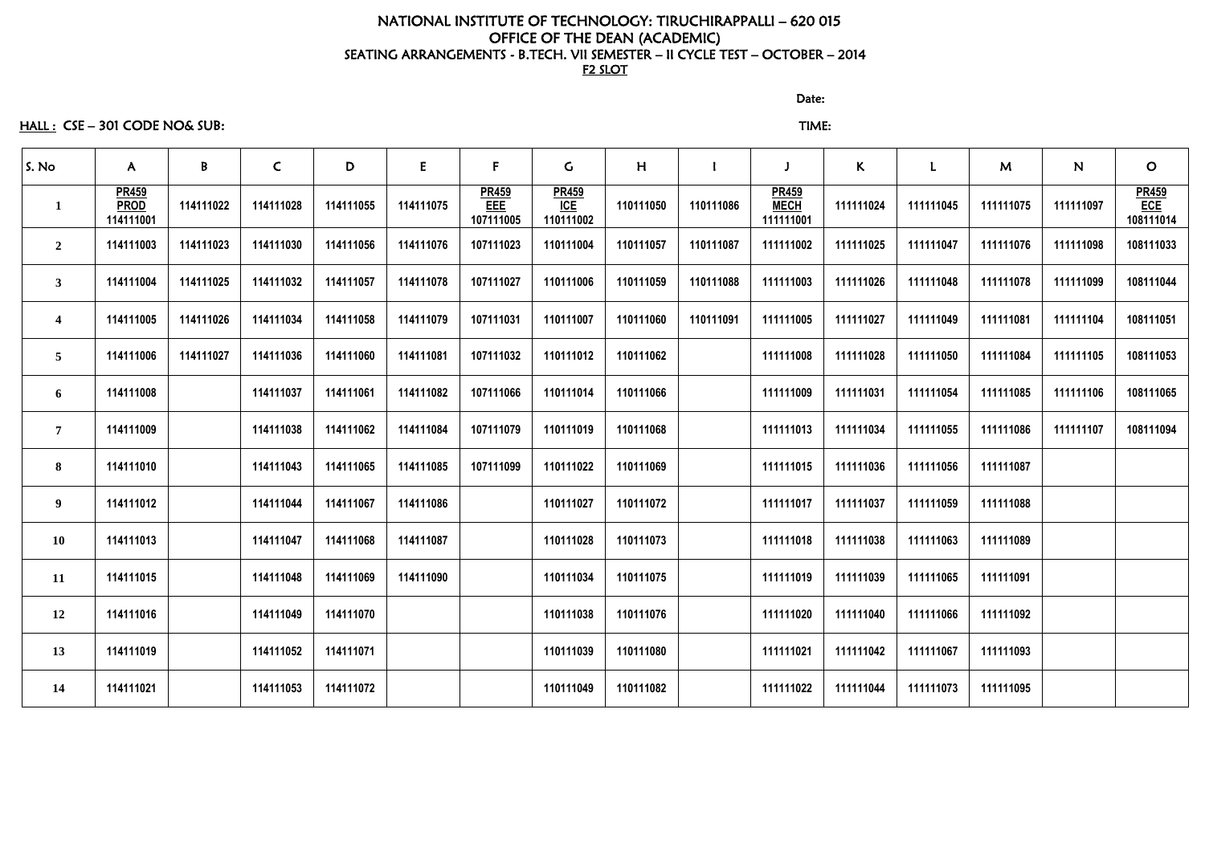NATIONAL INSTITUTE OF TECHNOLOGY: TIRUCHIRAPPALLI – 620 015
OFFICE OF THE DEAN (ACADEMIC)
SEATING ARRANGEMENTS - B.TECH. VII SEMESTER – II CYCLE TEST – OCTOBER – 2014
F2 SLOT

Date:

HALL : CSE – 301 CODE NO& SUB: TIME:

| S. No | A | B | C | D | E | F | G | H | I | J | K | L | M | N | O |
|---|---|---|---|---|---|---|---|---|---|---|---|---|---|---|---|
| 1 | PR459 PROD 114111001 | 114111022 | 114111028 | 114111055 | 114111075 | PR459 EEE 107111005 | PR459 ICE 110111002 | 110111050 | 110111086 | PR459 MECH 111111001 | 111111024 | 111111045 | 111111075 | 111111097 | PR459 ECE 108111014 |
| 2 | 114111003 | 114111023 | 114111030 | 114111056 | 114111076 | 107111023 | 110111004 | 110111057 | 110111087 | 111111002 | 111111025 | 111111047 | 111111076 | 111111098 | 108111033 |
| 3 | 114111004 | 114111025 | 114111032 | 114111057 | 114111078 | 107111027 | 110111006 | 110111059 | 110111088 | 111111003 | 111111026 | 111111048 | 111111078 | 111111099 | 108111044 |
| 4 | 114111005 | 114111026 | 114111034 | 114111058 | 114111079 | 107111031 | 110111007 | 110111060 | 110111091 | 111111005 | 111111027 | 111111049 | 111111081 | 111111104 | 108111051 |
| 5 | 114111006 | 114111027 | 114111036 | 114111060 | 114111081 | 107111032 | 110111012 | 110111062 | | 111111008 | 111111028 | 111111050 | 111111084 | 111111105 | 108111053 |
| 6 | 114111008 | | 114111037 | 114111061 | 114111082 | 107111066 | 110111014 | 110111066 | | 111111009 | 111111031 | 111111054 | 111111085 | 111111106 | 108111065 |
| 7 | 114111009 | | 114111038 | 114111062 | 114111084 | 107111079 | 110111019 | 110111068 | | 111111013 | 111111034 | 111111055 | 111111086 | 111111107 | 108111094 |
| 8 | 114111010 | | 114111043 | 114111065 | 114111085 | 107111099 | 110111022 | 110111069 | | 111111015 | 111111036 | 111111056 | 111111087 | | |
| 9 | 114111012 | | 114111044 | 114111067 | 114111086 | | 110111027 | 110111072 | | 111111017 | 111111037 | 111111059 | 111111088 | | |
| 10 | 114111013 | | 114111047 | 114111068 | 114111087 | | 110111028 | 110111073 | | 111111018 | 111111038 | 111111063 | 111111089 | | |
| 11 | 114111015 | | 114111048 | 114111069 | 114111090 | | 110111034 | 110111075 | | 111111019 | 111111039 | 111111065 | 111111091 | | |
| 12 | 114111016 | | 114111049 | 114111070 | | | 110111038 | 110111076 | | 111111020 | 111111040 | 111111066 | 111111092 | | |
| 13 | 114111019 | | 114111052 | 114111071 | | | 110111039 | 110111080 | | 111111021 | 111111042 | 111111067 | 111111093 | | |
| 14 | 114111021 | | 114111053 | 114111072 | | | 110111049 | 110111082 | | 111111022 | 111111044 | 111111073 | 111111095 | | |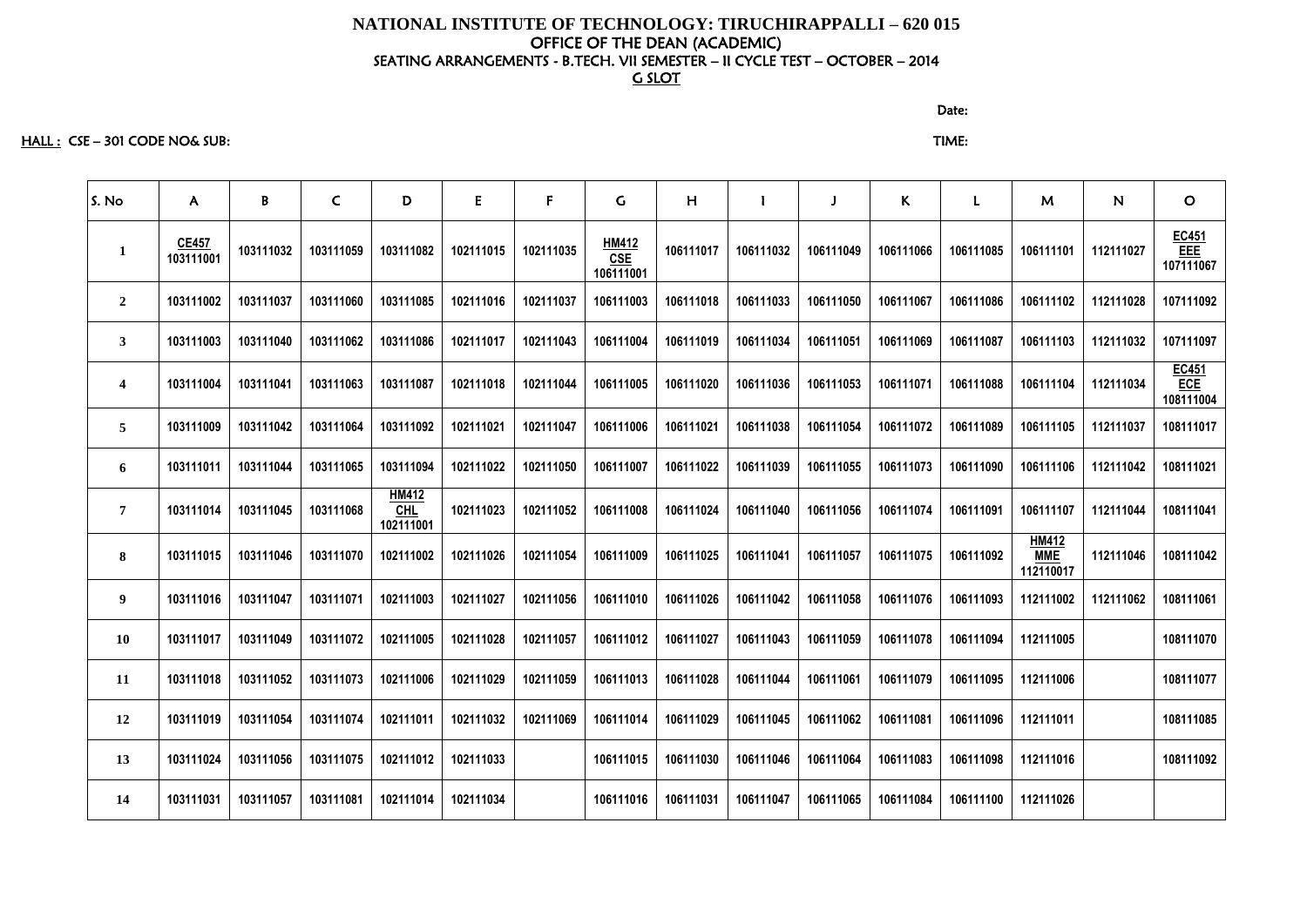# NATIONAL INSTITUTE OF TECHNOLOGY: TIRUCHIRAPPALLI – 620 015

## OFFICE OF THE DEAN (ACADEMIC)

### SEATING ARRANGEMENTS - B.TECH. VII SEMESTER – II CYCLE TEST – OCTOBER – 2014

### G SLOT

Date:

HALL : CSE – 301 CODE NO& SUB:

TIME:

| S. No | A | B | C | D | E | F | G | H | I | J | K | L | M | N | O |
|---|---|---|---|---|---|---|---|---|---|---|---|---|---|---|---|
| 1 | CE457 103111001 | 103111032 | 103111059 | 103111082 | 102111015 | 102111035 | HM412 CSE 106111001 | 106111017 | 106111032 | 106111049 | 106111066 | 106111085 | 106111101 | 112111027 | EC451 EEE 107111067 |
| 2 | 103111002 | 103111037 | 103111060 | 103111085 | 102111016 | 102111037 | 106111003 | 106111018 | 106111033 | 106111050 | 106111067 | 106111086 | 106111102 | 112111028 | 107111092 |
| 3 | 103111003 | 103111040 | 103111062 | 103111086 | 102111017 | 102111043 | 106111004 | 106111019 | 106111034 | 106111051 | 106111069 | 106111087 | 106111103 | 112111032 | 107111097 |
| 4 | 103111004 | 103111041 | 103111063 | 103111087 | 102111018 | 102111044 | 106111005 | 106111020 | 106111036 | 106111053 | 106111071 | 106111088 | 106111104 | 112111034 | EC451 ECE 108111004 |
| 5 | 103111009 | 103111042 | 103111064 | 103111092 | 102111021 | 102111047 | 106111006 | 106111021 | 106111038 | 106111054 | 106111072 | 106111089 | 106111105 | 112111037 | 108111017 |
| 6 | 103111011 | 103111044 | 103111065 | 103111094 | 102111022 | 102111050 | 106111007 | 106111022 | 106111039 | 106111055 | 106111073 | 106111090 | 106111106 | 112111042 | 108111021 |
| 7 | 103111014 | 103111045 | 103111068 | HM412 CHL 102111001 | 102111023 | 102111052 | 106111008 | 106111024 | 106111040 | 106111056 | 106111074 | 106111091 | 106111107 | 112111044 | 108111041 |
| 8 | 103111015 | 103111046 | 103111070 | 102111002 | 102111026 | 102111054 | 106111009 | 106111025 | 106111041 | 106111057 | 106111075 | 106111092 | HM412 MME 112110017 | 112111046 | 108111042 |
| 9 | 103111016 | 103111047 | 103111071 | 102111003 | 102111027 | 102111056 | 106111010 | 106111026 | 106111042 | 106111058 | 106111076 | 106111093 | 112111002 | 112111062 | 108111061 |
| 10 | 103111017 | 103111049 | 103111072 | 102111005 | 102111028 | 102111057 | 106111012 | 106111027 | 106111043 | 106111059 | 106111078 | 106111094 | 112111005 | | 108111070 |
| 11 | 103111018 | 103111052 | 103111073 | 102111006 | 102111029 | 102111059 | 106111013 | 106111028 | 106111044 | 106111061 | 106111079 | 106111095 | 112111006 | | 108111077 |
| 12 | 103111019 | 103111054 | 103111074 | 102111011 | 102111032 | 102111069 | 106111014 | 106111029 | 106111045 | 106111062 | 106111081 | 106111096 | 112111011 | | 108111085 |
| 13 | 103111024 | 103111056 | 103111075 | 102111012 | 102111033 | | 106111015 | 106111030 | 106111046 | 106111064 | 106111083 | 106111098 | 112111016 | | 108111092 |
| 14 | 103111031 | 103111057 | 103111081 | 102111014 | 102111034 | | 106111016 | 106111031 | 106111047 | 106111065 | 106111084 | 106111100 | 112111026 | | |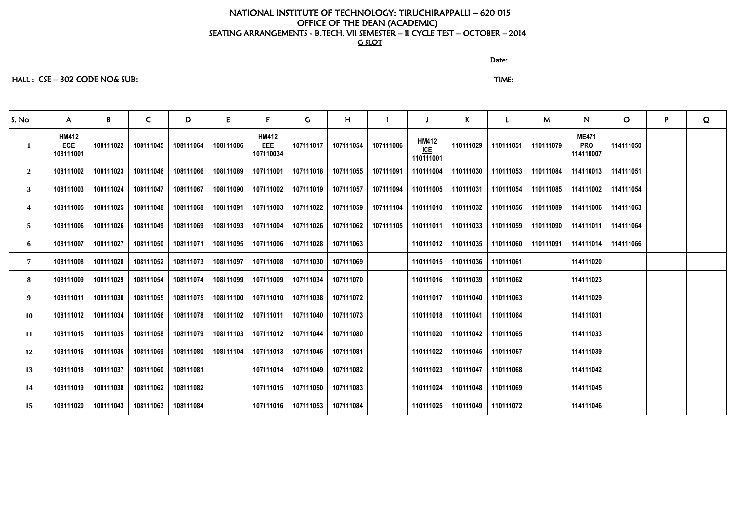NATIONAL INSTITUTE OF TECHNOLOGY: TIRUCHIRAPPALLI – 620 015

OFFICE OF THE DEAN (ACADEMIC)

SEATING ARRANGEMENTS - B.TECH. VII SEMESTER – II CYCLE TEST – OCTOBER – 2014

G SLOT

Date:

HALL : CSE – 302 CODE NO& SUB:

TIME:

| S. No | A | B | C | D | E | F | G | H | I | J | K | L | M | N | O | P | Q |
|---|---|---|---|---|---|---|---|---|---|---|---|---|---|---|---|---|---|
| 1 | HM412 ECE 108111001 | 108111022 | 108111045 | 108111064 | 108111086 | HM412 EEE 107110034 | 107111017 | 107111054 | 107111086 | HM412 ICE 110111001 | 110111029 | 110111051 | 110111079 | ME471 PRO 114110007 | 114111050 | | |
| 2 | 108111002 | 108111023 | 108111046 | 108111066 | 108111089 | 107111001 | 107111018 | 107111055 | 107111091 | 110111004 | 110111030 | 110111053 | 110111084 | 114110013 | 114111051 | | |
| 3 | 108111003 | 108111024 | 108111047 | 108111067 | 108111090 | 107111002 | 107111019 | 107111057 | 107111094 | 110111005 | 110111031 | 110111054 | 110111085 | 114111002 | 114111054 | | |
| 4 | 108111005 | 108111025 | 108111048 | 108111068 | 108111091 | 107111003 | 107111022 | 107111059 | 107111104 | 110111010 | 110111032 | 110111056 | 110111089 | 114111006 | 114111063 | | |
| 5 | 108111006 | 108111026 | 108111049 | 108111069 | 108111093 | 107111004 | 107111026 | 107111062 | 107111105 | 110111011 | 110111033 | 110111059 | 110111090 | 114111011 | 114111064 | | |
| 6 | 108111007 | 108111027 | 108111050 | 108111071 | 108111095 | 107111006 | 107111028 | 107111063 | | 110111012 | 110111035 | 110111060 | 110111091 | 114111014 | 114111066 | | |
| 7 | 108111008 | 108111028 | 108111052 | 108111073 | 108111097 | 107111008 | 107111030 | 107111069 | | 110111015 | 110111036 | 110111061 | | 114111020 | | | |
| 8 | 108111009 | 108111029 | 108111054 | 108111074 | 108111099 | 107111009 | 107111034 | 107111070 | | 110111016 | 110111039 | 110111062 | | 114111023 | | | |
| 9 | 108111011 | 108111030 | 108111055 | 108111075 | 108111100 | 107111010 | 107111038 | 107111072 | | 110111017 | 110111040 | 110111063 | | 114111029 | | | |
| 10 | 108111012 | 108111034 | 108111056 | 108111078 | 108111102 | 107111011 | 107111040 | 107111073 | | 110111018 | 110111041 | 110111064 | | 114111031 | | | |
| 11 | 108111015 | 108111035 | 108111058 | 108111079 | 108111103 | 107111012 | 107111044 | 107111080 | | 110111020 | 110111042 | 110111065 | | 114111033 | | | |
| 12 | 108111016 | 108111036 | 108111059 | 108111080 | 108111104 | 107111013 | 107111046 | 107111081 | | 110111022 | 110111045 | 110111067 | | 114111039 | | | |
| 13 | 108111018 | 108111037 | 108111060 | 108111081 | | 107111014 | 107111049 | 107111082 | | 110111023 | 110111047 | 110111068 | | 114111042 | | | |
| 14 | 108111019 | 108111038 | 108111062 | 108111082 | | 107111015 | 107111050 | 107111083 | | 110111024 | 110111048 | 110111069 | | 114111045 | | | |
| 15 | 108111020 | 108111043 | 108111063 | 108111084 | | 107111016 | 107111053 | 107111084 | | 110111025 | 110111049 | 110111072 | | 114111046 | | | |